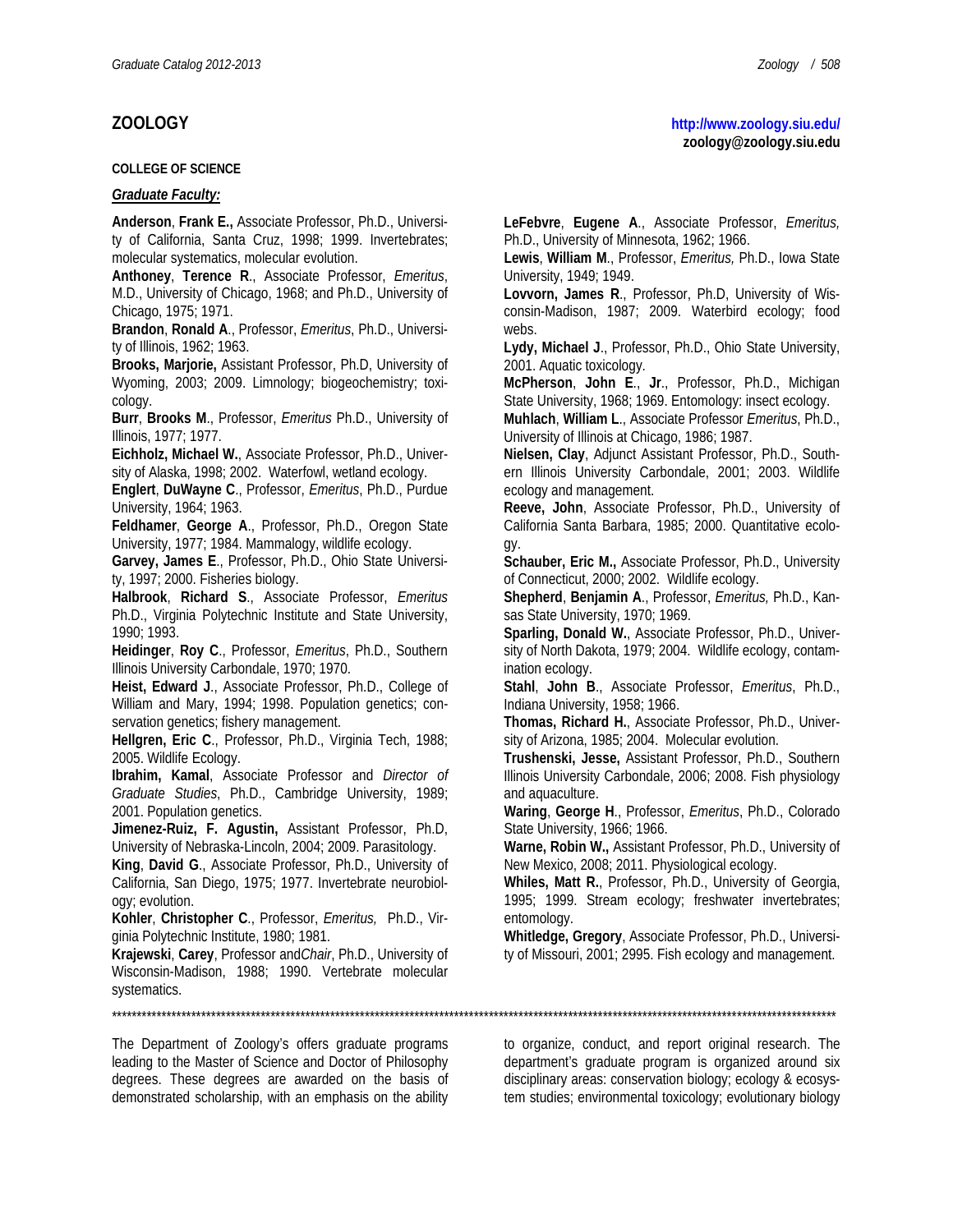# ZOOLOGY

http://www.zoology.siu.edu/
zoology@zoology.siu.edu

**COLLEGE OF SCIENCE**

***Graduate Faculty:***

**Anderson**, **Frank E.,** Associate Professor, Ph.D., University of California, Santa Cruz, 1998; 1999. Invertebrates; molecular systematics, molecular evolution.

**Anthoney**, **Terence R**., Associate Professor, *Emeritus*, M.D., University of Chicago, 1968; and Ph.D., University of Chicago, 1975; 1971.

**Brandon**, **Ronald A**., Professor, *Emeritus*, Ph.D., University of Illinois, 1962; 1963.

**Brooks, Marjorie,** Assistant Professor, Ph.D, University of Wyoming, 2003; 2009. Limnology; biogeochemistry; toxicology.

**Burr**, **Brooks M**., Professor, *Emeritus* Ph.D., University of Illinois, 1977; 1977.

**Eichholz, Michael W.**, Associate Professor, Ph.D., University of Alaska, 1998; 2002. Waterfowl, wetland ecology.

**Englert**, **DuWayne C**., Professor, *Emeritus*, Ph.D., Purdue University, 1964; 1963.

**Feldhamer**, **George A**., Professor, Ph.D., Oregon State University, 1977; 1984. Mammalogy, wildlife ecology.

**Garvey, James E**., Professor, Ph.D., Ohio State University, 1997; 2000. Fisheries biology.

**Halbrook**, **Richard S**., Associate Professor, *Emeritus* Ph.D., Virginia Polytechnic Institute and State University, 1990; 1993.

**Heidinger**, **Roy C**., Professor, *Emeritus*, Ph.D., Southern Illinois University Carbondale, 1970; 1970.

**Heist, Edward J**., Associate Professor, Ph.D., College of William and Mary, 1994; 1998. Population genetics; conservation genetics; fishery management.

**Hellgren, Eric C**., Professor, Ph.D., Virginia Tech, 1988; 2005. Wildlife Ecology.

**Ibrahim, Kamal**, Associate Professor and *Director of Graduate Studies*, Ph.D., Cambridge University, 1989; 2001. Population genetics.

**Jimenez-Ruiz, F. Agustin,** Assistant Professor, Ph.D, University of Nebraska-Lincoln, 2004; 2009. Parasitology.

**King**, **David G**., Associate Professor, Ph.D., University of California, San Diego, 1975; 1977. Invertebrate neurobiology; evolution.

**Kohler**, **Christopher C**., Professor, *Emeritus,* Ph.D., Virginia Polytechnic Institute, 1980; 1981.

**Krajewski**, **Carey**, Professor and*Chair*, Ph.D., University of Wisconsin-Madison, 1988; 1990. Vertebrate molecular systematics.

**LeFebvre**, **Eugene A**., Associate Professor, *Emeritus,* Ph.D., University of Minnesota, 1962; 1966.

**Lewis**, **William M**., Professor, *Emeritus,* Ph.D., Iowa State University, 1949; 1949.

**Lovvorn, James R**., Professor, Ph.D, University of Wisconsin-Madison, 1987; 2009. Waterbird ecology; food webs.

**Lydy, Michael J**., Professor, Ph.D., Ohio State University, 2001. Aquatic toxicology.

**McPherson**, **John E**., **Jr**., Professor, Ph.D., Michigan State University, 1968; 1969. Entomology: insect ecology.

**Muhlach**, **William L**., Associate Professor *Emeritus*, Ph.D., University of Illinois at Chicago, 1986; 1987.

**Nielsen, Clay**, Adjunct Assistant Professor, Ph.D., Southern Illinois University Carbondale, 2001; 2003. Wildlife ecology and management.

**Reeve, John**, Associate Professor, Ph.D., University of California Santa Barbara, 1985; 2000. Quantitative ecology.

**Schauber, Eric M.,** Associate Professor, Ph.D., University of Connecticut, 2000; 2002. Wildlife ecology.

**Shepherd**, **Benjamin A**., Professor, *Emeritus,* Ph.D., Kansas State University, 1970; 1969.

**Sparling, Donald W.**, Associate Professor, Ph.D., University of North Dakota, 1979; 2004. Wildlife ecology, contamination ecology.

**Stahl**, **John B**., Associate Professor, *Emeritus*, Ph.D., Indiana University, 1958; 1966.

**Thomas, Richard H.**, Associate Professor, Ph.D., University of Arizona, 1985; 2004. Molecular evolution.

**Trushenski, Jesse,** Assistant Professor, Ph.D., Southern Illinois University Carbondale, 2006; 2008. Fish physiology and aquaculture.

**Waring**, **George H**., Professor, *Emeritus*, Ph.D., Colorado State University, 1966; 1966.

**Warne, Robin W.,** Assistant Professor, Ph.D., University of New Mexico, 2008; 2011. Physiological ecology.

**Whiles, Matt R.**, Professor, Ph.D., University of Georgia, 1995; 1999. Stream ecology; freshwater invertebrates; entomology.

**Whitledge, Gregory**, Associate Professor, Ph.D., University of Missouri, 2001; 2995. Fish ecology and management.

*****************************************************************************************************************************************

The Department of Zoology's offers graduate programs leading to the Master of Science and Doctor of Philosophy degrees. These degrees are awarded on the basis of demonstrated scholarship, with an emphasis on the ability to organize, conduct, and report original research. The department's graduate program is organized around six disciplinary areas: conservation biology; ecology & ecosystem studies; environmental toxicology; evolutionary biology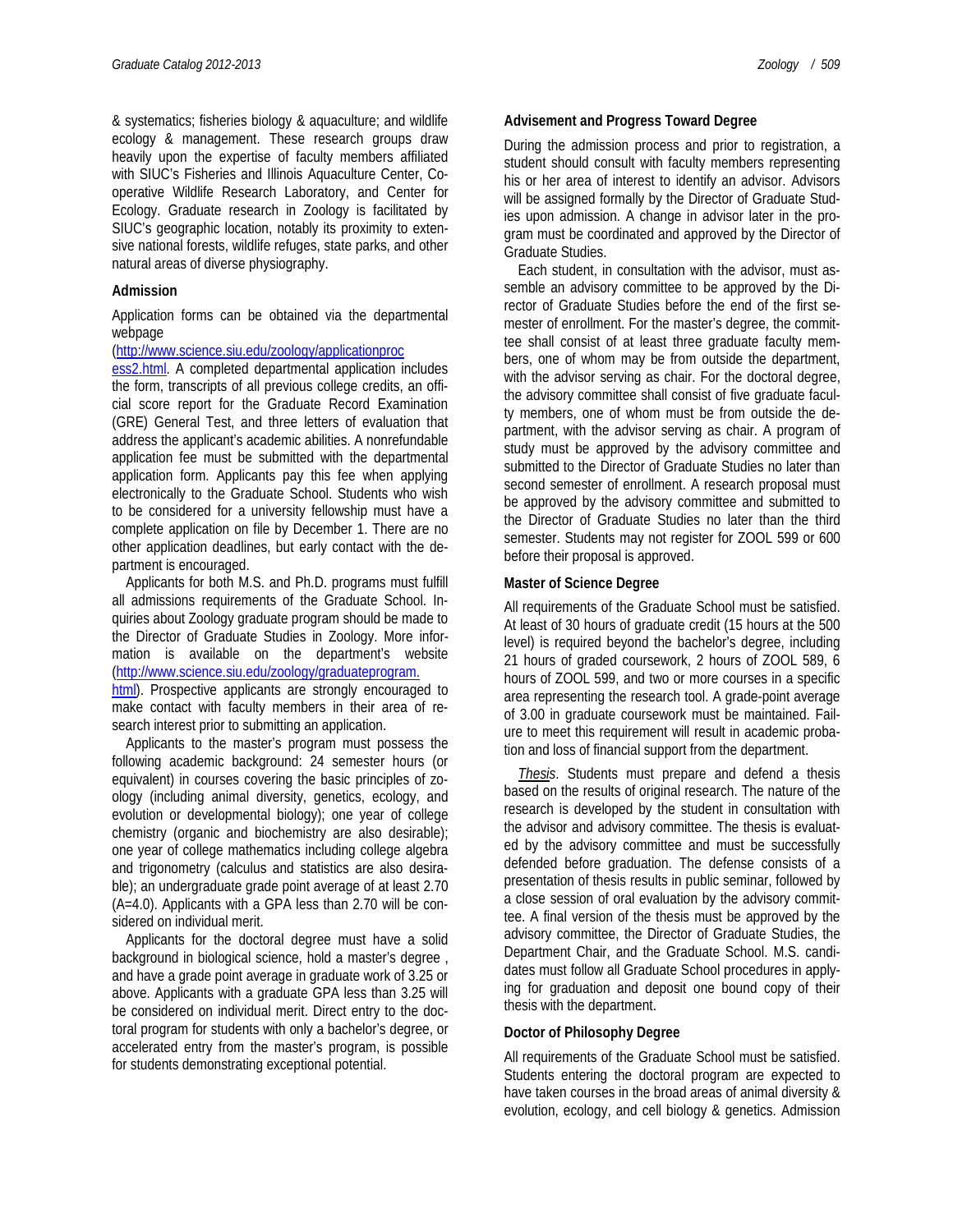& systematics; fisheries biology & aquaculture; and wildlife ecology & management. These research groups draw heavily upon the expertise of faculty members affiliated with SIUC's Fisheries and Illinois Aquaculture Center, Cooperative Wildlife Research Laboratory, and Center for Ecology. Graduate research in Zoology is facilitated by SIUC's geographic location, notably its proximity to extensive national forests, wildlife refuges, state parks, and other natural areas of diverse physiography.

### Admission

Application forms can be obtained via the departmental webpage (http://www.science.siu.edu/zoology/applicationprocess2.html. A completed departmental application includes the form, transcripts of all previous college credits, an official score report for the Graduate Record Examination (GRE) General Test, and three letters of evaluation that address the applicant's academic abilities. A nonrefundable application fee must be submitted with the departmental application form. Applicants pay this fee when applying electronically to the Graduate School. Students who wish to be considered for a university fellowship must have a complete application on file by December 1. There are no other application deadlines, but early contact with the department is encouraged.

Applicants for both M.S. and Ph.D. programs must fulfill all admissions requirements of the Graduate School. Inquiries about Zoology graduate program should be made to the Director of Graduate Studies in Zoology. More information is available on the department's website (http://www.science.siu.edu/zoology/graduateprogram.html). Prospective applicants are strongly encouraged to make contact with faculty members in their area of research interest prior to submitting an application.

Applicants to the master's program must possess the following academic background: 24 semester hours (or equivalent) in courses covering the basic principles of zoology (including animal diversity, genetics, ecology, and evolution or developmental biology); one year of college chemistry (organic and biochemistry are also desirable); one year of college mathematics including college algebra and trigonometry (calculus and statistics are also desirable); an undergraduate grade point average of at least 2.70 (A=4.0). Applicants with a GPA less than 2.70 will be considered on individual merit.

Applicants for the doctoral degree must have a solid background in biological science, hold a master's degree , and have a grade point average in graduate work of 3.25 or above. Applicants with a graduate GPA less than 3.25 will be considered on individual merit. Direct entry to the doctoral program for students with only a bachelor's degree, or accelerated entry from the master's program, is possible for students demonstrating exceptional potential.

### Advisement and Progress Toward Degree

During the admission process and prior to registration, a student should consult with faculty members representing his or her area of interest to identify an advisor. Advisors will be assigned formally by the Director of Graduate Studies upon admission. A change in advisor later in the program must be coordinated and approved by the Director of Graduate Studies.

Each student, in consultation with the advisor, must assemble an advisory committee to be approved by the Director of Graduate Studies before the end of the first semester of enrollment. For the master's degree, the committee shall consist of at least three graduate faculty members, one of whom may be from outside the department, with the advisor serving as chair. For the doctoral degree, the advisory committee shall consist of five graduate faculty members, one of whom must be from outside the department, with the advisor serving as chair. A program of study must be approved by the advisory committee and submitted to the Director of Graduate Studies no later than second semester of enrollment. A research proposal must be approved by the advisory committee and submitted to the Director of Graduate Studies no later than the third semester. Students may not register for ZOOL 599 or 600 before their proposal is approved.

### Master of Science Degree

All requirements of the Graduate School must be satisfied. At least of 30 hours of graduate credit (15 hours at the 500 level) is required beyond the bachelor's degree, including 21 hours of graded coursework, 2 hours of ZOOL 589, 6 hours of ZOOL 599, and two or more courses in a specific area representing the research tool. A grade-point average of 3.00 in graduate coursework must be maintained. Failure to meet this requirement will result in academic probation and loss of financial support from the department.

*Thesis*. Students must prepare and defend a thesis based on the results of original research. The nature of the research is developed by the student in consultation with the advisor and advisory committee. The thesis is evaluated by the advisory committee and must be successfully defended before graduation. The defense consists of a presentation of thesis results in public seminar, followed by a close session of oral evaluation by the advisory committee. A final version of the thesis must be approved by the advisory committee, the Director of Graduate Studies, the Department Chair, and the Graduate School. M.S. candidates must follow all Graduate School procedures in applying for graduation and deposit one bound copy of their thesis with the department.

### Doctor of Philosophy Degree

All requirements of the Graduate School must be satisfied. Students entering the doctoral program are expected to have taken courses in the broad areas of animal diversity & evolution, ecology, and cell biology & genetics. Admission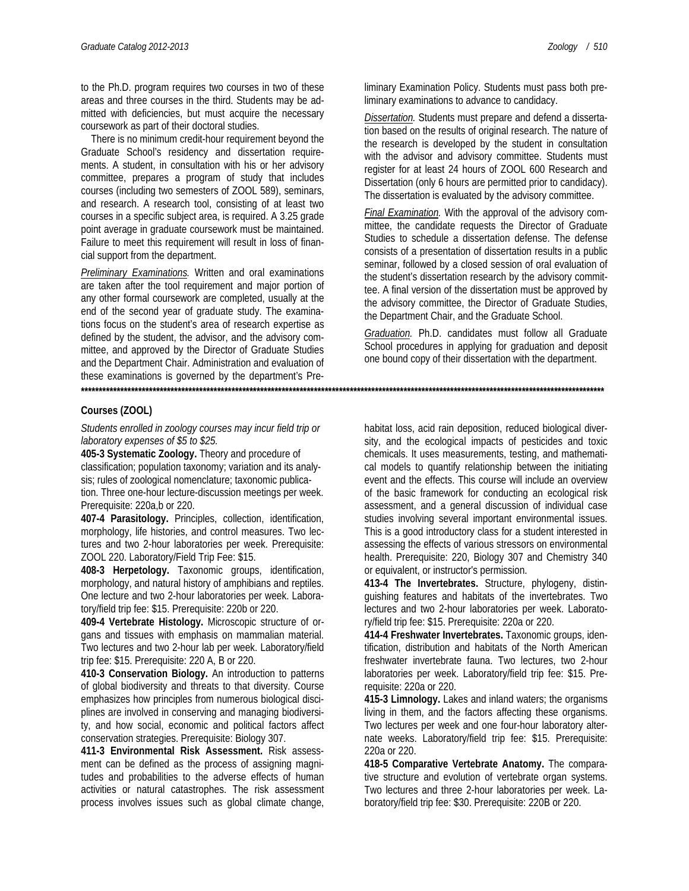to the Ph.D. program requires two courses in two of these areas and three courses in the third. Students may be admitted with deficiencies, but must acquire the necessary coursework as part of their doctoral studies.

There is no minimum credit-hour requirement beyond the Graduate School's residency and dissertation requirements. A student, in consultation with his or her advisory committee, prepares a program of study that includes courses (including two semesters of ZOOL 589), seminars, and research. A research tool, consisting of at least two courses in a specific subject area, is required. A 3.25 grade point average in graduate coursework must be maintained. Failure to meet this requirement will result in loss of financial support from the department.

*Preliminary Examinations.* Written and oral examinations are taken after the tool requirement and major portion of any other formal coursework are completed, usually at the end of the second year of graduate study. The examinations focus on the student's area of research expertise as defined by the student, the advisor, and the advisory committee, and approved by the Director of Graduate Studies and the Department Chair. Administration and evaluation of these examinations is governed by the department's Preliminary Examination Policy. Students must pass both preliminary examinations to advance to candidacy.

*Dissertation.* Students must prepare and defend a dissertation based on the results of original research. The nature of the research is developed by the student in consultation with the advisor and advisory committee. Students must register for at least 24 hours of ZOOL 600 Research and Dissertation (only 6 hours are permitted prior to candidacy). The dissertation is evaluated by the advisory committee.

*Final Examination.* With the approval of the advisory committee, the candidate requests the Director of Graduate Studies to schedule a dissertation defense. The defense consists of a presentation of dissertation results in a public seminar, followed by a closed session of oral evaluation of the student's dissertation research by the advisory committee. A final version of the dissertation must be approved by the advisory committee, the Director of Graduate Studies, the Department Chair, and the Graduate School.

*Graduation.* Ph.D. candidates must follow all Graduate School procedures in applying for graduation and deposit one bound copy of their dissertation with the department.

---

## Courses (ZOOL)

*Students enrolled in zoology courses may incur field trip or laboratory expenses of $5 to $25.*

**405-3 Systematic Zoology.** Theory and procedure of classification; population taxonomy; variation and its analysis; rules of zoological nomenclature; taxonomic publication. Three one-hour lecture-discussion meetings per week. Prerequisite: 220a,b or 220.

**407-4 Parasitology.** Principles, collection, identification, morphology, life histories, and control measures. Two lectures and two 2-hour laboratories per week. Prerequisite: ZOOL 220. Laboratory/Field Trip Fee: $15.

**408-3 Herpetology.** Taxonomic groups, identification, morphology, and natural history of amphibians and reptiles. One lecture and two 2-hour laboratories per week. Laboratory/field trip fee: $15. Prerequisite: 220b or 220.

**409-4 Vertebrate Histology.** Microscopic structure of organs and tissues with emphasis on mammalian material. Two lectures and two 2-hour lab per week. Laboratory/field trip fee: $15. Prerequisite: 220 A, B or 220.

**410-3 Conservation Biology.** An introduction to patterns of global biodiversity and threats to that diversity. Course emphasizes how principles from numerous biological disciplines are involved in conserving and managing biodiversity, and how social, economic and political factors affect conservation strategies. Prerequisite: Biology 307.

**411-3 Environmental Risk Assessment.** Risk assessment can be defined as the process of assigning magnitudes and probabilities to the adverse effects of human activities or natural catastrophes. The risk assessment process involves issues such as global climate change, habitat loss, acid rain deposition, reduced biological diversity, and the ecological impacts of pesticides and toxic chemicals. It uses measurements, testing, and mathematical models to quantify relationship between the initiating event and the effects. This course will include an overview of the basic framework for conducting an ecological risk assessment, and a general discussion of individual case studies involving several important environmental issues. This is a good introductory class for a student interested in assessing the effects of various stressors on environmental health. Prerequisite: 220, Biology 307 and Chemistry 340 or equivalent, or instructor's permission.

**413-4 The Invertebrates.** Structure, phylogeny, distinguishing features and habitats of the invertebrates. Two lectures and two 2-hour laboratories per week. Laboratory/field trip fee: $15. Prerequisite: 220a or 220.

**414-4 Freshwater Invertebrates.** Taxonomic groups, identification, distribution and habitats of the North American freshwater invertebrate fauna. Two lectures, two 2-hour laboratories per week. Laboratory/field trip fee: $15. Prerequisite: 220a or 220.

**415-3 Limnology.** Lakes and inland waters; the organisms living in them, and the factors affecting these organisms. Two lectures per week and one four-hour laboratory alternate weeks. Laboratory/field trip fee: $15. Prerequisite: 220a or 220.

**418-5 Comparative Vertebrate Anatomy.** The comparative structure and evolution of vertebrate organ systems. Two lectures and three 2-hour laboratories per week. Laboratory/field trip fee: $30. Prerequisite: 220B or 220.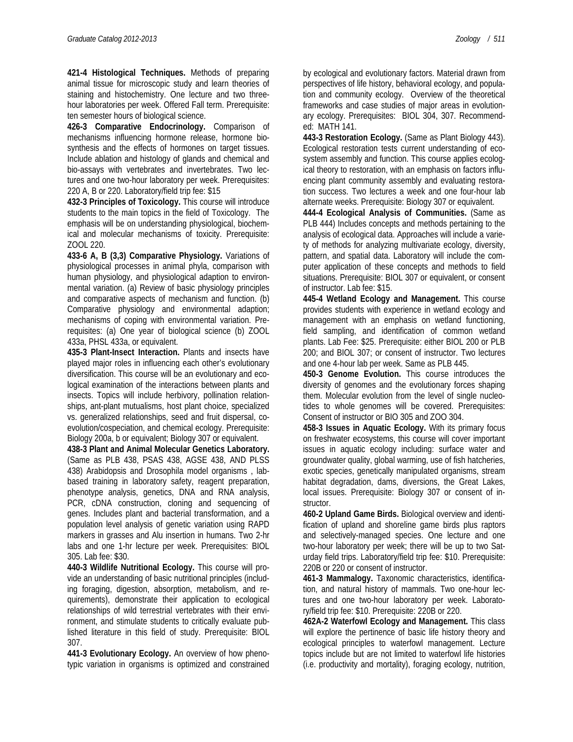**421-4 Histological Techniques.** Methods of preparing animal tissue for microscopic study and learn theories of staining and histochemistry. One lecture and two three-hour laboratories per week. Offered Fall term. Prerequisite: ten semester hours of biological science.

**426-3 Comparative Endocrinology.** Comparison of mechanisms influencing hormone release, hormone biosynthesis and the effects of hormones on target tissues. Include ablation and histology of glands and chemical and bio-assays with vertebrates and invertebrates. Two lectures and one two-hour laboratory per week. Prerequisites: 220 A, B or 220. Laboratory/field trip fee: $15

**432-3 Principles of Toxicology.** This course will introduce students to the main topics in the field of Toxicology. The emphasis will be on understanding physiological, biochemical and molecular mechanisms of toxicity. Prerequisite: ZOOL 220.

**433-6 A, B (3,3) Comparative Physiology.** Variations of physiological processes in animal phyla, comparison with human physiology, and physiological adaption to environmental variation. (a) Review of basic physiology principles and comparative aspects of mechanism and function. (b) Comparative physiology and environmental adaption; mechanisms of coping with environmental variation. Prerequisites: (a) One year of biological science (b) ZOOL 433a, PHSL 433a, or equivalent.

**435-3 Plant-Insect Interaction.** Plants and insects have played major roles in influencing each other's evolutionary diversification. This course will be an evolutionary and ecological examination of the interactions between plants and insects. Topics will include herbivory, pollination relationships, ant-plant mutualisms, host plant choice, specialized vs. generalized relationships, seed and fruit dispersal, co-evolution/cospeciation, and chemical ecology. Prerequisite: Biology 200a, b or equivalent; Biology 307 or equivalent.

**438-3 Plant and Animal Molecular Genetics Laboratory.** (Same as PLB 438, PSAS 438, AGSE 438, AND PLSS 438) Arabidopsis and Drosophila model organisms , lab-based training in laboratory safety, reagent preparation, phenotype analysis, genetics, DNA and RNA analysis, PCR, cDNA construction, cloning and sequencing of genes. Includes plant and bacterial transformation, and a population level analysis of genetic variation using RAPD markers in grasses and Alu insertion in humans. Two 2-hr labs and one 1-hr lecture per week. Prerequisites: BIOL 305. Lab fee: $30.

**440-3 Wildlife Nutritional Ecology.** This course will provide an understanding of basic nutritional principles (including foraging, digestion, absorption, metabolism, and requirements), demonstrate their application to ecological relationships of wild terrestrial vertebrates with their environment, and stimulate students to critically evaluate published literature in this field of study. Prerequisite: BIOL 307.

**441-3 Evolutionary Ecology.** An overview of how phenotypic variation in organisms is optimized and constrained by ecological and evolutionary factors. Material drawn from perspectives of life history, behavioral ecology, and population and community ecology. Overview of the theoretical frameworks and case studies of major areas in evolutionary ecology. Prerequisites: BIOL 304, 307. Recommended: MATH 141.

**443-3 Restoration Ecology.** (Same as Plant Biology 443). Ecological restoration tests current understanding of ecosystem assembly and function. This course applies ecological theory to restoration, with an emphasis on factors influencing plant community assembly and evaluating restoration success. Two lectures a week and one four-hour lab alternate weeks. Prerequisite: Biology 307 or equivalent.

**444-4 Ecological Analysis of Communities.** (Same as PLB 444) Includes concepts and methods pertaining to the analysis of ecological data. Approaches will include a variety of methods for analyzing multivariate ecology, diversity, pattern, and spatial data. Laboratory will include the computer application of these concepts and methods to field situations. Prerequisite: BIOL 307 or equivalent, or consent of instructor. Lab fee: $15.

**445-4 Wetland Ecology and Management.** This course provides students with experience in wetland ecology and management with an emphasis on wetland functioning, field sampling, and identification of common wetland plants. Lab Fee: $25. Prerequisite: either BIOL 200 or PLB 200; and BIOL 307; or consent of instructor. Two lectures and one 4-hour lab per week. Same as PLB 445.

**450-3 Genome Evolution.** This course introduces the diversity of genomes and the evolutionary forces shaping them. Molecular evolution from the level of single nucleotides to whole genomes will be covered. Prerequisites: Consent of instructor or BIO 305 and ZOO 304.

**458-3 Issues in Aquatic Ecology.** With its primary focus on freshwater ecosystems, this course will cover important issues in aquatic ecology including: surface water and groundwater quality, global warming, use of fish hatcheries, exotic species, genetically manipulated organisms, stream habitat degradation, dams, diversions, the Great Lakes, local issues. Prerequisite: Biology 307 or consent of instructor.

**460-2 Upland Game Birds.** Biological overview and identification of upland and shoreline game birds plus raptors and selectively-managed species. One lecture and one two-hour laboratory per week; there will be up to two Saturday field trips. Laboratory/field trip fee: $10. Prerequisite: 220B or 220 or consent of instructor.

**461-3 Mammalogy.** Taxonomic characteristics, identification, and natural history of mammals. Two one-hour lectures and one two-hour laboratory per week. Laboratory/field trip fee: $10. Prerequisite: 220B or 220.

**462A-2 Waterfowl Ecology and Management.** This class will explore the pertinence of basic life history theory and ecological principles to waterfowl management. Lecture topics include but are not limited to waterfowl life histories (i.e. productivity and mortality), foraging ecology, nutrition,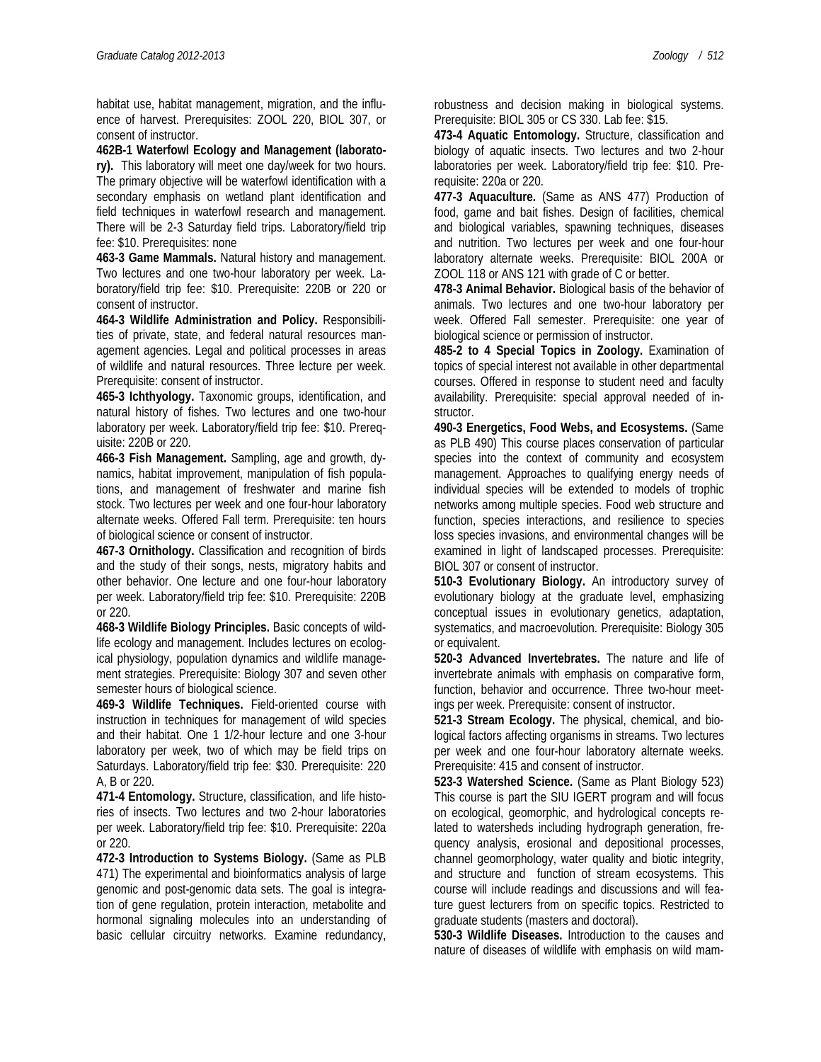habitat use, habitat management, migration, and the influence of harvest. Prerequisites: ZOOL 220, BIOL 307, or consent of instructor.

**462B-1 Waterfowl Ecology and Management (laboratory).** This laboratory will meet one day/week for two hours. The primary objective will be waterfowl identification with a secondary emphasis on wetland plant identification and field techniques in waterfowl research and management. There will be 2-3 Saturday field trips. Laboratory/field trip fee: $10. Prerequisites: none

**463-3 Game Mammals.** Natural history and management. Two lectures and one two-hour laboratory per week. Laboratory/field trip fee: $10. Prerequisite: 220B or 220 or consent of instructor.

**464-3 Wildlife Administration and Policy.** Responsibilities of private, state, and federal natural resources management agencies. Legal and political processes in areas of wildlife and natural resources. Three lecture per week. Prerequisite: consent of instructor.

**465-3 Ichthyology.** Taxonomic groups, identification, and natural history of fishes. Two lectures and one two-hour laboratory per week. Laboratory/field trip fee: $10. Prerequisite: 220B or 220.

**466-3 Fish Management.** Sampling, age and growth, dynamics, habitat improvement, manipulation of fish populations, and management of freshwater and marine fish stock. Two lectures per week and one four-hour laboratory alternate weeks. Offered Fall term. Prerequisite: ten hours of biological science or consent of instructor.

**467-3 Ornithology.** Classification and recognition of birds and the study of their songs, nests, migratory habits and other behavior. One lecture and one four-hour laboratory per week. Laboratory/field trip fee: $10. Prerequisite: 220B or 220.

**468-3 Wildlife Biology Principles.** Basic concepts of wildlife ecology and management. Includes lectures on ecological physiology, population dynamics and wildlife management strategies. Prerequisite: Biology 307 and seven other semester hours of biological science.

**469-3 Wildlife Techniques.** Field-oriented course with instruction in techniques for management of wild species and their habitat. One 1 1/2-hour lecture and one 3-hour laboratory per week, two of which may be field trips on Saturdays. Laboratory/field trip fee: $30. Prerequisite: 220 A, B or 220.

**471-4 Entomology.** Structure, classification, and life histories of insects. Two lectures and two 2-hour laboratories per week. Laboratory/field trip fee: $10. Prerequisite: 220a or 220.

**472-3 Introduction to Systems Biology.** (Same as PLB 471) The experimental and bioinformatics analysis of large genomic and post-genomic data sets. The goal is integration of gene regulation, protein interaction, metabolite and hormonal signaling molecules into an understanding of basic cellular circuitry networks. Examine redundancy, robustness and decision making in biological systems. Prerequisite: BIOL 305 or CS 330. Lab fee: $15.

**473-4 Aquatic Entomology.** Structure, classification and biology of aquatic insects. Two lectures and two 2-hour laboratories per week. Laboratory/field trip fee: $10. Prerequisite: 220a or 220.

**477-3 Aquaculture.** (Same as ANS 477) Production of food, game and bait fishes. Design of facilities, chemical and biological variables, spawning techniques, diseases and nutrition. Two lectures per week and one four-hour laboratory alternate weeks. Prerequisite: BIOL 200A or ZOOL 118 or ANS 121 with grade of C or better.

**478-3 Animal Behavior.** Biological basis of the behavior of animals. Two lectures and one two-hour laboratory per week. Offered Fall semester. Prerequisite: one year of biological science or permission of instructor.

**485-2 to 4 Special Topics in Zoology.** Examination of topics of special interest not available in other departmental courses. Offered in response to student need and faculty availability. Prerequisite: special approval needed of instructor.

**490-3 Energetics, Food Webs, and Ecosystems.** (Same as PLB 490) This course places conservation of particular species into the context of community and ecosystem management. Approaches to qualifying energy needs of individual species will be extended to models of trophic networks among multiple species. Food web structure and function, species interactions, and resilience to species loss species invasions, and environmental changes will be examined in light of landscaped processes. Prerequisite: BIOL 307 or consent of instructor.

**510-3 Evolutionary Biology.** An introductory survey of evolutionary biology at the graduate level, emphasizing conceptual issues in evolutionary genetics, adaptation, systematics, and macroevolution. Prerequisite: Biology 305 or equivalent.

**520-3 Advanced Invertebrates.** The nature and life of invertebrate animals with emphasis on comparative form, function, behavior and occurrence. Three two-hour meetings per week. Prerequisite: consent of instructor.

**521-3 Stream Ecology.** The physical, chemical, and biological factors affecting organisms in streams. Two lectures per week and one four-hour laboratory alternate weeks. Prerequisite: 415 and consent of instructor.

**523-3 Watershed Science.** (Same as Plant Biology 523) This course is part the SIU IGERT program and will focus on ecological, geomorphic, and hydrological concepts related to watersheds including hydrograph generation, frequency analysis, erosional and depositional processes, channel geomorphology, water quality and biotic integrity, and structure and function of stream ecosystems. This course will include readings and discussions and will feature guest lecturers from on specific topics. Restricted to graduate students (masters and doctoral).

**530-3 Wildlife Diseases.** Introduction to the causes and nature of diseases of wildlife with emphasis on wild mam-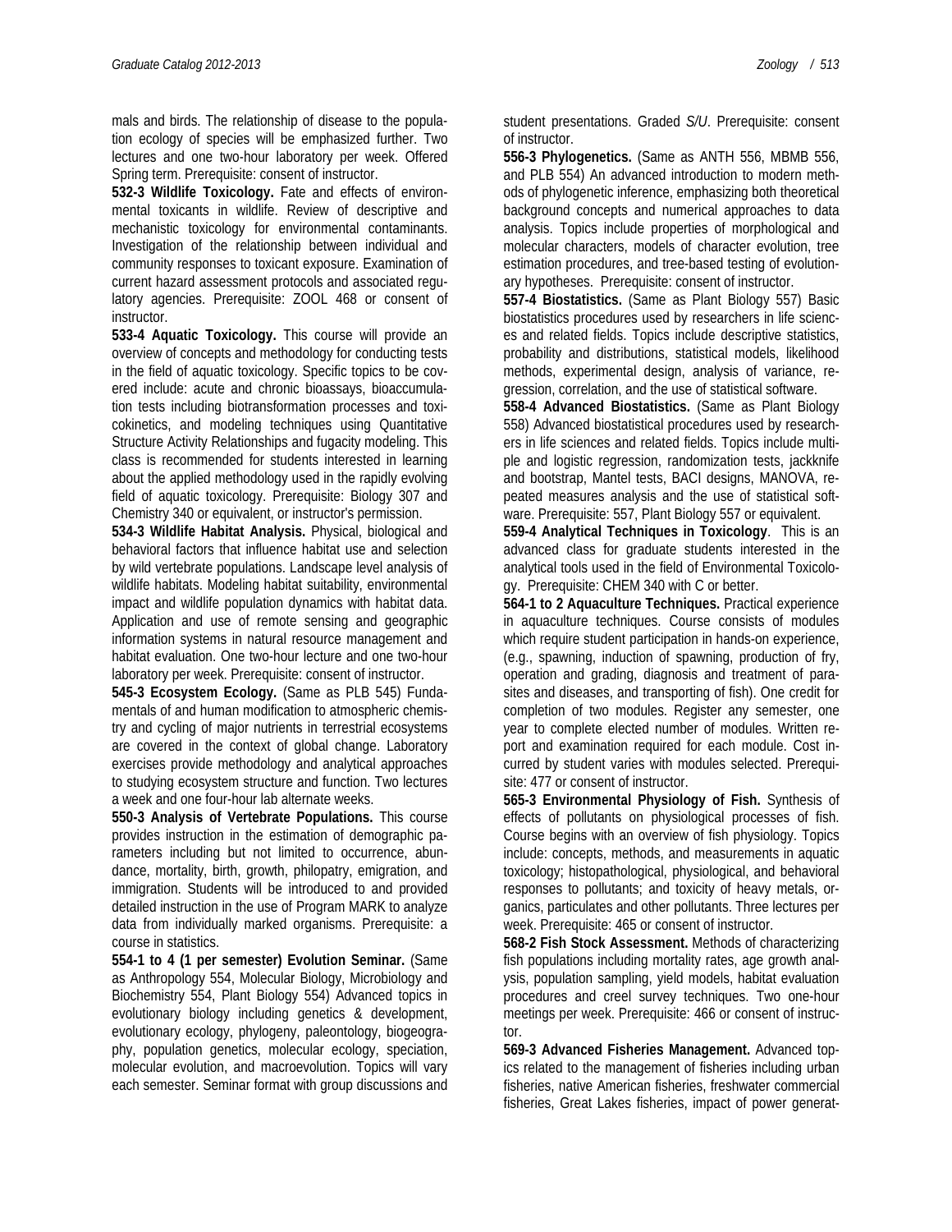mals and birds. The relationship of disease to the population ecology of species will be emphasized further. Two lectures and one two-hour laboratory per week. Offered Spring term. Prerequisite: consent of instructor.

**532-3 Wildlife Toxicology.** Fate and effects of environmental toxicants in wildlife. Review of descriptive and mechanistic toxicology for environmental contaminants. Investigation of the relationship between individual and community responses to toxicant exposure. Examination of current hazard assessment protocols and associated regulatory agencies. Prerequisite: ZOOL 468 or consent of instructor.

**533-4 Aquatic Toxicology.** This course will provide an overview of concepts and methodology for conducting tests in the field of aquatic toxicology. Specific topics to be covered include: acute and chronic bioassays, bioaccumulation tests including biotransformation processes and toxicokinetics, and modeling techniques using Quantitative Structure Activity Relationships and fugacity modeling. This class is recommended for students interested in learning about the applied methodology used in the rapidly evolving field of aquatic toxicology. Prerequisite: Biology 307 and Chemistry 340 or equivalent, or instructor's permission.

**534-3 Wildlife Habitat Analysis.** Physical, biological and behavioral factors that influence habitat use and selection by wild vertebrate populations. Landscape level analysis of wildlife habitats. Modeling habitat suitability, environmental impact and wildlife population dynamics with habitat data. Application and use of remote sensing and geographic information systems in natural resource management and habitat evaluation. One two-hour lecture and one two-hour laboratory per week. Prerequisite: consent of instructor.

**545-3 Ecosystem Ecology.** (Same as PLB 545) Fundamentals of and human modification to atmospheric chemistry and cycling of major nutrients in terrestrial ecosystems are covered in the context of global change. Laboratory exercises provide methodology and analytical approaches to studying ecosystem structure and function. Two lectures a week and one four-hour lab alternate weeks.

**550-3 Analysis of Vertebrate Populations.** This course provides instruction in the estimation of demographic parameters including but not limited to occurrence, abundance, mortality, birth, growth, philopatry, emigration, and immigration. Students will be introduced to and provided detailed instruction in the use of Program MARK to analyze data from individually marked organisms. Prerequisite: a course in statistics.

**554-1 to 4 (1 per semester) Evolution Seminar.** (Same as Anthropology 554, Molecular Biology, Microbiology and Biochemistry 554, Plant Biology 554) Advanced topics in evolutionary biology including genetics & development, evolutionary ecology, phylogeny, paleontology, biogeography, population genetics, molecular ecology, speciation, molecular evolution, and macroevolution. Topics will vary each semester. Seminar format with group discussions and student presentations. Graded *S/U*. Prerequisite: consent of instructor.

**556-3 Phylogenetics.** (Same as ANTH 556, MBMB 556, and PLB 554) An advanced introduction to modern methods of phylogenetic inference, emphasizing both theoretical background concepts and numerical approaches to data analysis. Topics include properties of morphological and molecular characters, models of character evolution, tree estimation procedures, and tree-based testing of evolutionary hypotheses. Prerequisite: consent of instructor.

**557-4 Biostatistics.** (Same as Plant Biology 557) Basic biostatistics procedures used by researchers in life sciences and related fields. Topics include descriptive statistics, probability and distributions, statistical models, likelihood methods, experimental design, analysis of variance, regression, correlation, and the use of statistical software.

**558-4 Advanced Biostatistics.** (Same as Plant Biology 558) Advanced biostatistical procedures used by researchers in life sciences and related fields. Topics include multiple and logistic regression, randomization tests, jackknife and bootstrap, Mantel tests, BACI designs, MANOVA, repeated measures analysis and the use of statistical software. Prerequisite: 557, Plant Biology 557 or equivalent.

**559-4 Analytical Techniques in Toxicology**. This is an advanced class for graduate students interested in the analytical tools used in the field of Environmental Toxicology. Prerequisite: CHEM 340 with C or better.

**564-1 to 2 Aquaculture Techniques.** Practical experience in aquaculture techniques. Course consists of modules which require student participation in hands-on experience, (e.g., spawning, induction of spawning, production of fry, operation and grading, diagnosis and treatment of parasites and diseases, and transporting of fish). One credit for completion of two modules. Register any semester, one year to complete elected number of modules. Written report and examination required for each module. Cost incurred by student varies with modules selected. Prerequisite: 477 or consent of instructor.

**565-3 Environmental Physiology of Fish.** Synthesis of effects of pollutants on physiological processes of fish. Course begins with an overview of fish physiology. Topics include: concepts, methods, and measurements in aquatic toxicology; histopathological, physiological, and behavioral responses to pollutants; and toxicity of heavy metals, organics, particulates and other pollutants. Three lectures per week. Prerequisite: 465 or consent of instructor.

**568-2 Fish Stock Assessment.** Methods of characterizing fish populations including mortality rates, age growth analysis, population sampling, yield models, habitat evaluation procedures and creel survey techniques. Two one-hour meetings per week. Prerequisite: 466 or consent of instructor.

**569-3 Advanced Fisheries Management.** Advanced topics related to the management of fisheries including urban fisheries, native American fisheries, freshwater commercial fisheries, Great Lakes fisheries, impact of power generat-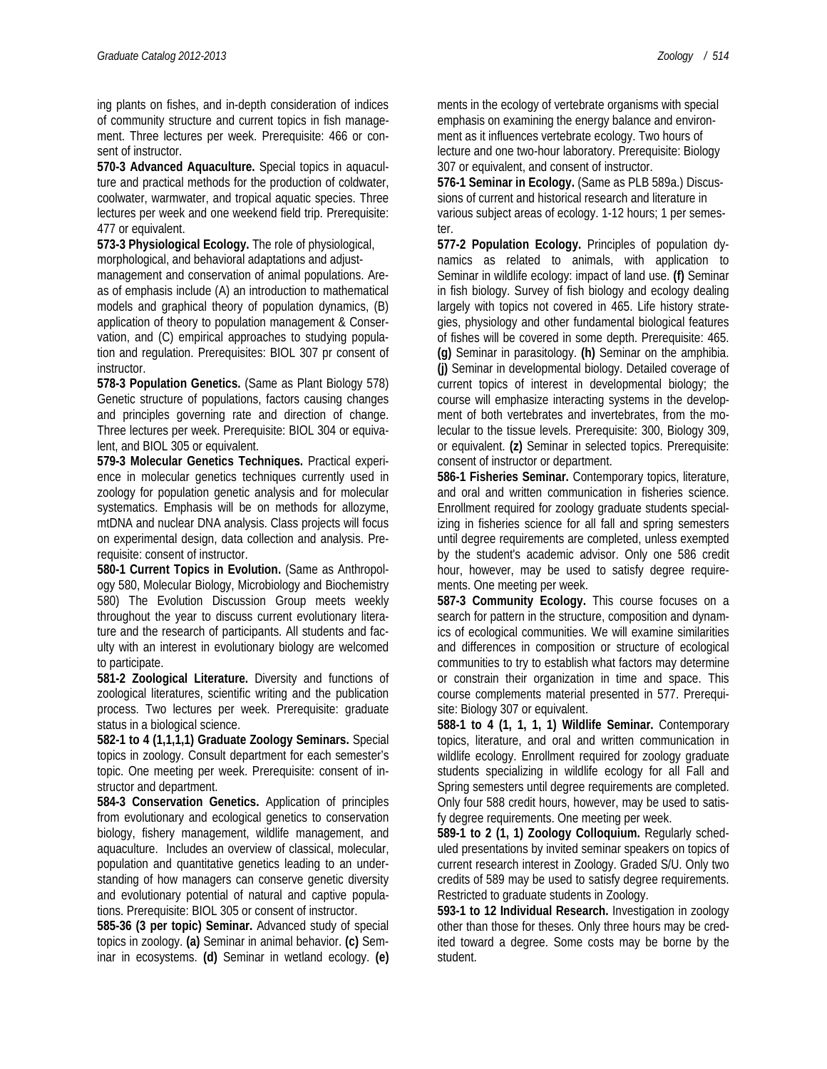ing plants on fishes, and in-depth consideration of indices of community structure and current topics in fish management. Three lectures per week. Prerequisite: 466 or consent of instructor.

**570-3 Advanced Aquaculture.** Special topics in aquaculture and practical methods for the production of coldwater, coolwater, warmwater, and tropical aquatic species. Three lectures per week and one weekend field trip. Prerequisite: 477 or equivalent.

**573-3 Physiological Ecology.** The role of physiological, morphological, and behavioral adaptations and adjust-
management and conservation of animal populations. Areas of emphasis include (A) an introduction to mathematical models and graphical theory of population dynamics, (B) application of theory to population management & Conservation, and (C) empirical approaches to studying population and regulation. Prerequisites: BIOL 307 pr consent of instructor.

**578-3 Population Genetics.** (Same as Plant Biology 578) Genetic structure of populations, factors causing changes and principles governing rate and direction of change. Three lectures per week. Prerequisite: BIOL 304 or equivalent, and BIOL 305 or equivalent.

**579-3 Molecular Genetics Techniques.** Practical experience in molecular genetics techniques currently used in zoology for population genetic analysis and for molecular systematics. Emphasis will be on methods for allozyme, mtDNA and nuclear DNA analysis. Class projects will focus on experimental design, data collection and analysis. Prerequisite: consent of instructor.

**580-1 Current Topics in Evolution.** (Same as Anthropology 580, Molecular Biology, Microbiology and Biochemistry 580) The Evolution Discussion Group meets weekly throughout the year to discuss current evolutionary literature and the research of participants. All students and faculty with an interest in evolutionary biology are welcomed to participate.

**581-2 Zoological Literature.** Diversity and functions of zoological literatures, scientific writing and the publication process. Two lectures per week. Prerequisite: graduate status in a biological science.

**582-1 to 4 (1,1,1,1) Graduate Zoology Seminars.** Special topics in zoology. Consult department for each semester's topic. One meeting per week. Prerequisite: consent of instructor and department.

**584-3 Conservation Genetics.** Application of principles from evolutionary and ecological genetics to conservation biology, fishery management, wildlife management, and aquaculture. Includes an overview of classical, molecular, population and quantitative genetics leading to an understanding of how managers can conserve genetic diversity and evolutionary potential of natural and captive populations. Prerequisite: BIOL 305 or consent of instructor.

**585-36 (3 per topic) Seminar.** Advanced study of special topics in zoology. **(a)** Seminar in animal behavior. **(c)** Seminar in ecosystems. **(d)** Seminar in wetland ecology. **(e)**

ments in the ecology of vertebrate organisms with special emphasis on examining the energy balance and environment as it influences vertebrate ecology. Two hours of lecture and one two-hour laboratory. Prerequisite: Biology 307 or equivalent, and consent of instructor.

**576-1 Seminar in Ecology.** (Same as PLB 589a.) Discussions of current and historical research and literature in various subject areas of ecology. 1-12 hours; 1 per semester.

**577-2 Population Ecology.** Principles of population dynamics as related to animals, with application to Seminar in wildlife ecology: impact of land use. **(f)** Seminar in fish biology. Survey of fish biology and ecology dealing largely with topics not covered in 465. Life history strategies, physiology and other fundamental biological features of fishes will be covered in some depth. Prerequisite: 465. **(g)** Seminar in parasitology. **(h)** Seminar on the amphibia. **(j)** Seminar in developmental biology. Detailed coverage of current topics of interest in developmental biology; the course will emphasize interacting systems in the development of both vertebrates and invertebrates, from the molecular to the tissue levels. Prerequisite: 300, Biology 309, or equivalent. **(z)** Seminar in selected topics. Prerequisite: consent of instructor or department.

**586-1 Fisheries Seminar.** Contemporary topics, literature, and oral and written communication in fisheries science. Enrollment required for zoology graduate students specializing in fisheries science for all fall and spring semesters until degree requirements are completed, unless exempted by the student's academic advisor. Only one 586 credit hour, however, may be used to satisfy degree requirements. One meeting per week.

**587-3 Community Ecology.** This course focuses on a search for pattern in the structure, composition and dynamics of ecological communities. We will examine similarities and differences in composition or structure of ecological communities to try to establish what factors may determine or constrain their organization in time and space. This course complements material presented in 577. Prerequisite: Biology 307 or equivalent.

**588-1 to 4 (1, 1, 1, 1) Wildlife Seminar.** Contemporary topics, literature, and oral and written communication in wildlife ecology. Enrollment required for zoology graduate students specializing in wildlife ecology for all Fall and Spring semesters until degree requirements are completed. Only four 588 credit hours, however, may be used to satisfy degree requirements. One meeting per week.

**589-1 to 2 (1, 1) Zoology Colloquium.** Regularly scheduled presentations by invited seminar speakers on topics of current research interest in Zoology. Graded S/U. Only two credits of 589 may be used to satisfy degree requirements. Restricted to graduate students in Zoology.

**593-1 to 12 Individual Research.** Investigation in zoology other than those for theses. Only three hours may be credited toward a degree. Some costs may be borne by the student.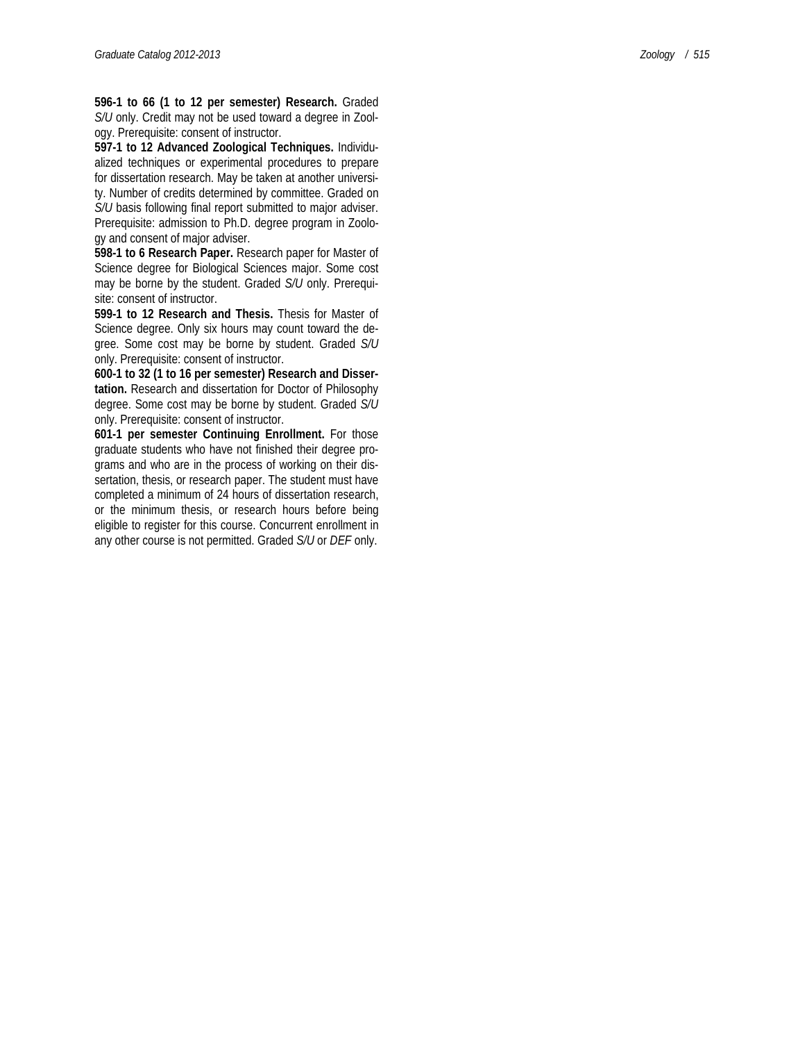**596-1 to 66 (1 to 12 per semester) Research.** Graded *S/U* only. Credit may not be used toward a degree in Zoology. Prerequisite: consent of instructor.

**597-1 to 12 Advanced Zoological Techniques.** Individualized techniques or experimental procedures to prepare for dissertation research. May be taken at another university. Number of credits determined by committee. Graded on *S/U* basis following final report submitted to major adviser. Prerequisite: admission to Ph.D. degree program in Zoology and consent of major adviser.

**598-1 to 6 Research Paper.** Research paper for Master of Science degree for Biological Sciences major. Some cost may be borne by the student. Graded *S/U* only. Prerequisite: consent of instructor.

**599-1 to 12 Research and Thesis.** Thesis for Master of Science degree. Only six hours may count toward the degree. Some cost may be borne by student. Graded *S/U* only. Prerequisite: consent of instructor.

**600-1 to 32 (1 to 16 per semester) Research and Dissertation.** Research and dissertation for Doctor of Philosophy degree. Some cost may be borne by student. Graded *S/U* only. Prerequisite: consent of instructor.

**601-1 per semester Continuing Enrollment.** For those graduate students who have not finished their degree programs and who are in the process of working on their dissertation, thesis, or research paper. The student must have completed a minimum of 24 hours of dissertation research, or the minimum thesis, or research hours before being eligible to register for this course. Concurrent enrollment in any other course is not permitted. Graded *S/U* or *DEF* only.